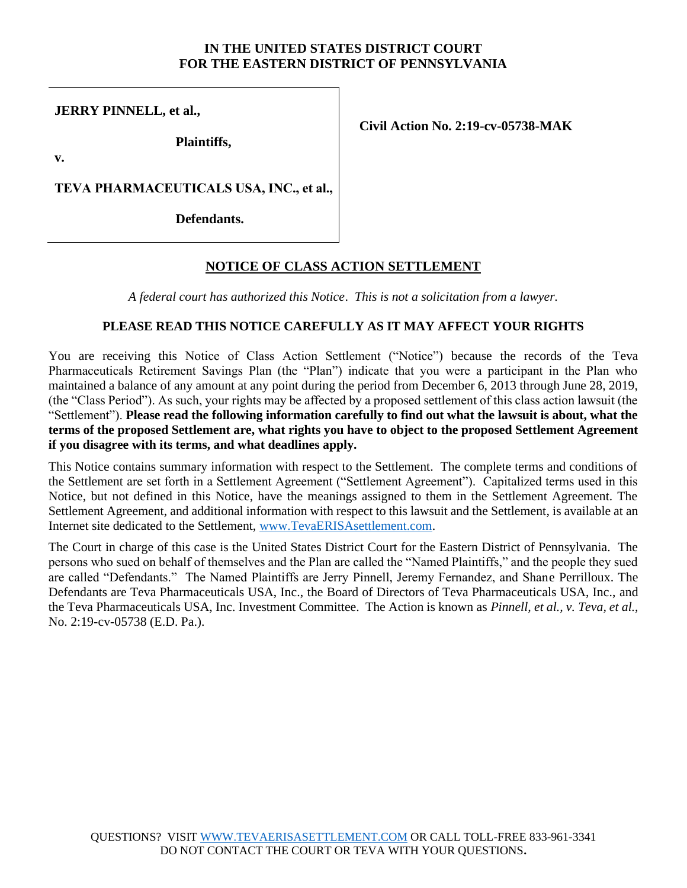**IN THE UNITED STATES DISTRICT COURT**
**FOR THE EASTERN DISTRICT OF PENNSYLVANIA**

| | |
|---|---|
| **JERRY PINNELL, et al.,**<br><br>**Plaintiffs,**<br><br>**v.**<br><br>**TEVA PHARMACEUTICALS USA, INC., et al.,**<br><br>**Defendants.** | **Civil Action No. 2:19-cv-05738-MAK** |

## NOTICE OF CLASS ACTION SETTLEMENT

*A federal court has authorized this Notice. This is not a solicitation from a lawyer.*

**PLEASE READ THIS NOTICE CAREFULLY AS IT MAY AFFECT YOUR RIGHTS**

You are receiving this Notice of Class Action Settlement ("Notice") because the records of the Teva Pharmaceuticals Retirement Savings Plan (the "Plan") indicate that you were a participant in the Plan who maintained a balance of any amount at any point during the period from December 6, 2013 through June 28, 2019, (the "Class Period"). As such, your rights may be affected by a proposed settlement of this class action lawsuit (the "Settlement"). **Please read the following information carefully to find out what the lawsuit is about, what the terms of the proposed Settlement are, what rights you have to object to the proposed Settlement Agreement if you disagree with its terms, and what deadlines apply.**

This Notice contains summary information with respect to the Settlement. The complete terms and conditions of the Settlement are set forth in a Settlement Agreement ("Settlement Agreement"). Capitalized terms used in this Notice, but not defined in this Notice, have the meanings assigned to them in the Settlement Agreement. The Settlement Agreement, and additional information with respect to this lawsuit and the Settlement, is available at an Internet site dedicated to the Settlement, www.TevaERISAsettlement.com.

The Court in charge of this case is the United States District Court for the Eastern District of Pennsylvania. The persons who sued on behalf of themselves and the Plan are called the "Named Plaintiffs," and the people they sued are called "Defendants." The Named Plaintiffs are Jerry Pinnell, Jeremy Fernandez, and Shane Perrilloux. The Defendants are Teva Pharmaceuticals USA, Inc., the Board of Directors of Teva Pharmaceuticals USA, Inc., and the Teva Pharmaceuticals USA, Inc. Investment Committee. The Action is known as *Pinnell, et al., v. Teva, et al.*, No. 2:19-cv-05738 (E.D. Pa.).

QUESTIONS? VISIT WWW.TEVAERISASETTLEMENT.COM OR CALL TOLL-FREE 833-961-3341
DO NOT CONTACT THE COURT OR TEVA WITH YOUR QUESTIONS.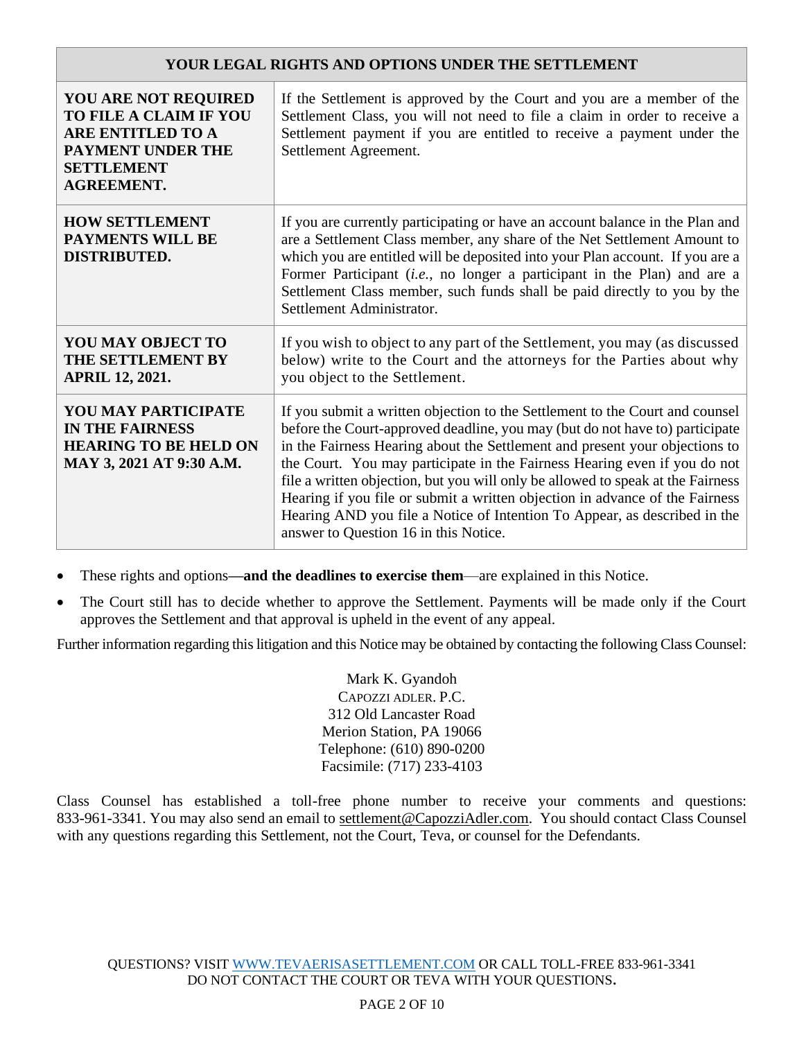| YOUR LEGAL RIGHTS AND OPTIONS UNDER THE SETTLEMENT | |
|---|---|
| **YOU ARE NOT REQUIRED TO FILE A CLAIM IF YOU ARE ENTITLED TO A PAYMENT UNDER THE SETTLEMENT AGREEMENT.** | If the Settlement is approved by the Court and you are a member of the Settlement Class, you will not need to file a claim in order to receive a Settlement payment if you are entitled to receive a payment under the Settlement Agreement. |
| **HOW SETTLEMENT PAYMENTS WILL BE DISTRIBUTED.** | If you are currently participating or have an account balance in the Plan and are a Settlement Class member, any share of the Net Settlement Amount to which you are entitled will be deposited into your Plan account. If you are a Former Participant (*i.e.*, no longer a participant in the Plan) and are a Settlement Class member, such funds shall be paid directly to you by the Settlement Administrator. |
| **YOU MAY OBJECT TO THE SETTLEMENT BY APRIL 12, 2021.** | If you wish to object to any part of the Settlement, you may (as discussed below) write to the Court and the attorneys for the Parties about why you object to the Settlement. |
| **YOU MAY PARTICIPATE IN THE FAIRNESS HEARING TO BE HELD ON MAY 3, 2021 AT 9:30 A.M.** | If you submit a written objection to the Settlement to the Court and counsel before the Court-approved deadline, you may (but do not have to) participate in the Fairness Hearing about the Settlement and present your objections to the Court. You may participate in the Fairness Hearing even if you do not file a written objection, but you will only be allowed to speak at the Fairness Hearing if you file or submit a written objection in advance of the Fairness Hearing AND you file a Notice of Intention To Appear, as described in the answer to Question 16 in this Notice. |

- These rights and options**—and the deadlines to exercise them**—are explained in this Notice.
- The Court still has to decide whether to approve the Settlement. Payments will be made only if the Court approves the Settlement and that approval is upheld in the event of any appeal.

Further information regarding this litigation and this Notice may be obtained by contacting the following Class Counsel:

Mark K. Gyandoh
CAPOZZI ADLER. P.C.
312 Old Lancaster Road
Merion Station, PA 19066
Telephone: (610) 890-0200
Facsimile: (717) 233-4103

Class Counsel has established a toll-free phone number to receive your comments and questions: 833-961-3341. You may also send an email to settlement@CapozziAdler.com. You should contact Class Counsel with any questions regarding this Settlement, not the Court, Teva, or counsel for the Defendants.

QUESTIONS? VISIT WWW.TEVAERISASETTLEMENT.COM OR CALL TOLL-FREE 833-961-3341
DO NOT CONTACT THE COURT OR TEVA WITH YOUR QUESTIONS.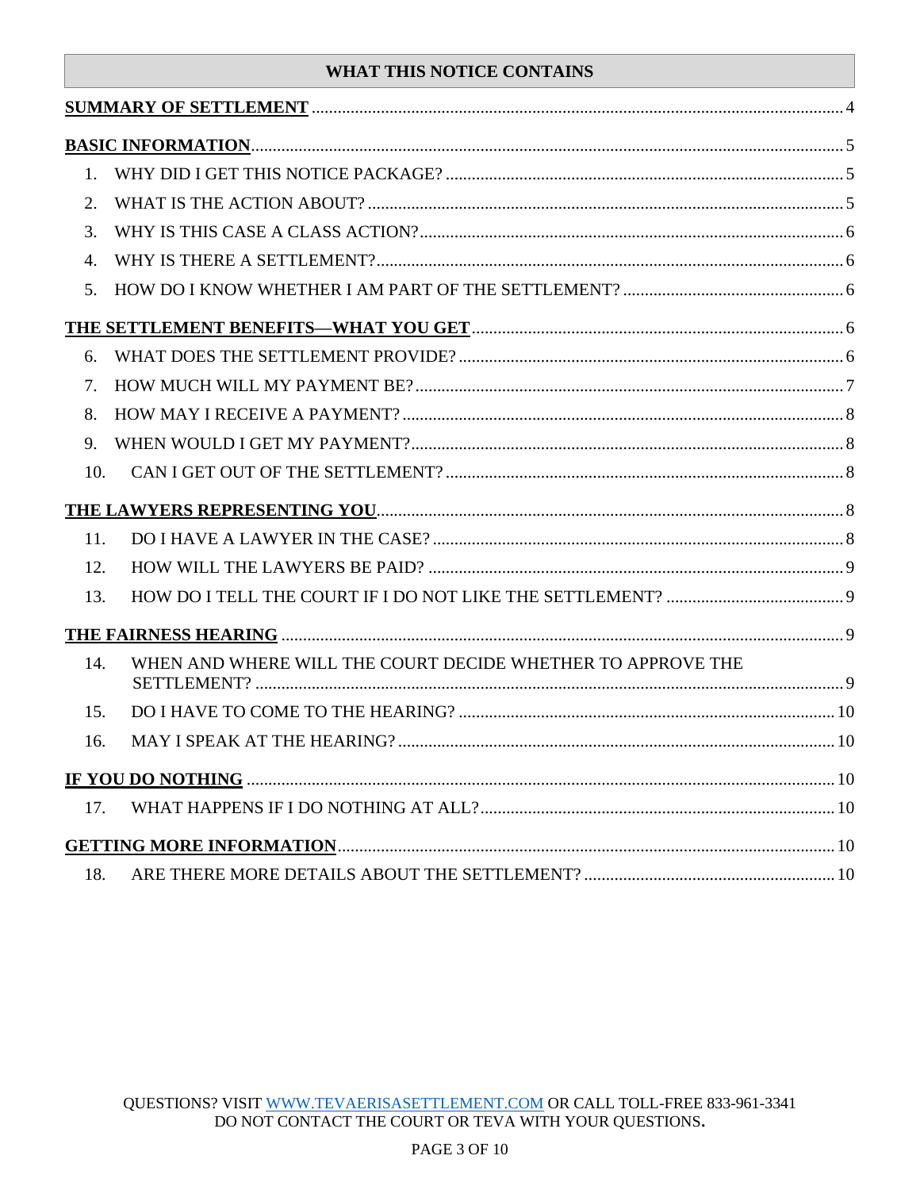## WHAT THIS NOTICE CONTAINS

**SUMMARY OF SETTLEMENT** .......... 4

**BASIC INFORMATION** .......... 5

1. WHY DID I GET THIS NOTICE PACKAGE? .......... 5
2. WHAT IS THE ACTION ABOUT? .......... 5
3. WHY IS THIS CASE A CLASS ACTION? .......... 6
4. WHY IS THERE A SETTLEMENT? .......... 6
5. HOW DO I KNOW WHETHER I AM PART OF THE SETTLEMENT? .......... 6

**THE SETTLEMENT BENEFITS—WHAT YOU GET** .......... 6

6. WHAT DOES THE SETTLEMENT PROVIDE? .......... 6
7. HOW MUCH WILL MY PAYMENT BE? .......... 7
8. HOW MAY I RECEIVE A PAYMENT? .......... 8
9. WHEN WOULD I GET MY PAYMENT? .......... 8
10. CAN I GET OUT OF THE SETTLEMENT? .......... 8

**THE LAWYERS REPRESENTING YOU** .......... 8

11. DO I HAVE A LAWYER IN THE CASE? .......... 8
12. HOW WILL THE LAWYERS BE PAID? .......... 9
13. HOW DO I TELL THE COURT IF I DO NOT LIKE THE SETTLEMENT? .......... 9

**THE FAIRNESS HEARING** .......... 9

14. WHEN AND WHERE WILL THE COURT DECIDE WHETHER TO APPROVE THE SETTLEMENT? .......... 9
15. DO I HAVE TO COME TO THE HEARING? .......... 10
16. MAY I SPEAK AT THE HEARING? .......... 10

**IF YOU DO NOTHING** .......... 10

17. WHAT HAPPENS IF I DO NOTHING AT ALL? .......... 10

**GETTING MORE INFORMATION** .......... 10

18. ARE THERE MORE DETAILS ABOUT THE SETTLEMENT? .......... 10

QUESTIONS? VISIT WWW.TEVAERISASETTLEMENT.COM OR CALL TOLL-FREE 833-961-3341
DO NOT CONTACT THE COURT OR TEVA WITH YOUR QUESTIONS.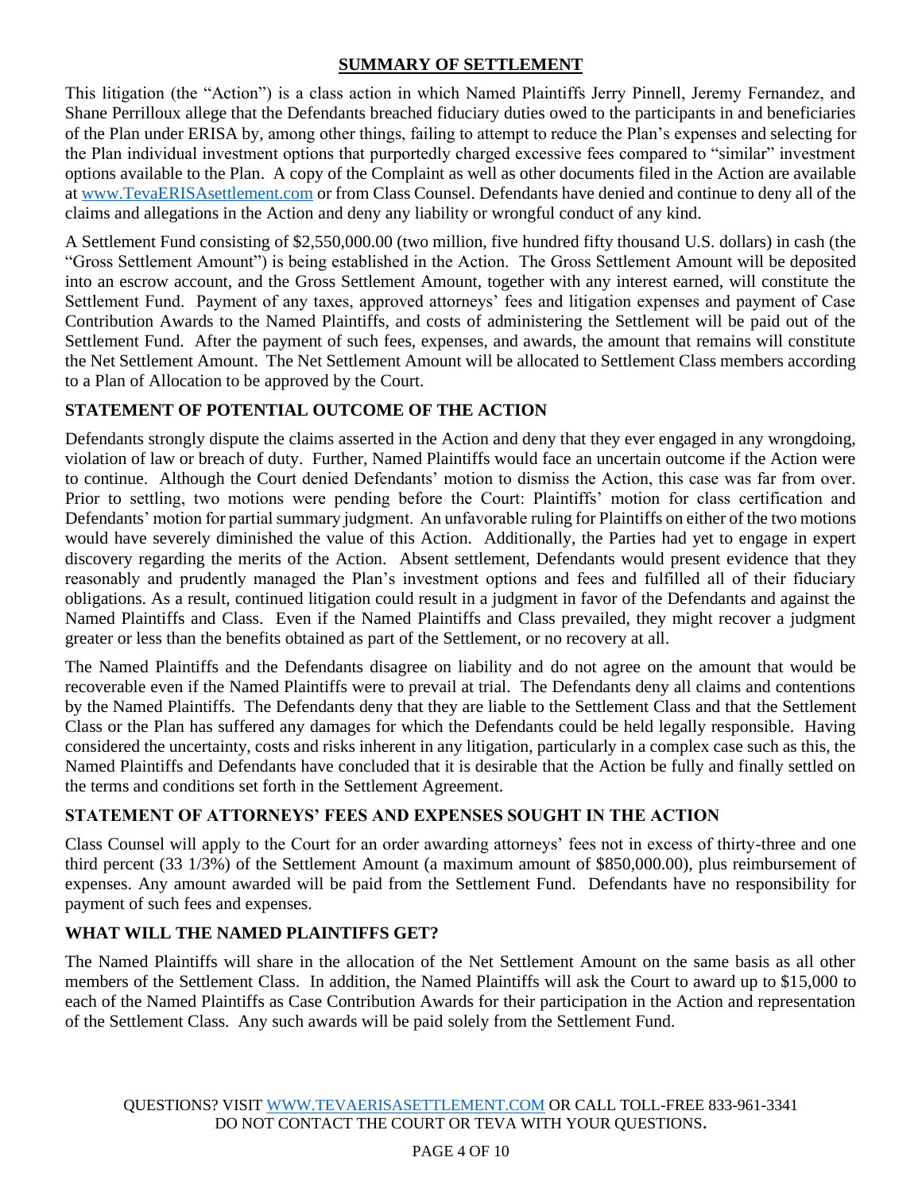## SUMMARY OF SETTLEMENT

This litigation (the "Action") is a class action in which Named Plaintiffs Jerry Pinnell, Jeremy Fernandez, and Shane Perrilloux allege that the Defendants breached fiduciary duties owed to the participants in and beneficiaries of the Plan under ERISA by, among other things, failing to attempt to reduce the Plan's expenses and selecting for the Plan individual investment options that purportedly charged excessive fees compared to "similar" investment options available to the Plan. A copy of the Complaint as well as other documents filed in the Action are available at www.TevaERISAsettlement.com or from Class Counsel. Defendants have denied and continue to deny all of the claims and allegations in the Action and deny any liability or wrongful conduct of any kind.

A Settlement Fund consisting of $2,550,000.00 (two million, five hundred fifty thousand U.S. dollars) in cash (the "Gross Settlement Amount") is being established in the Action. The Gross Settlement Amount will be deposited into an escrow account, and the Gross Settlement Amount, together with any interest earned, will constitute the Settlement Fund. Payment of any taxes, approved attorneys' fees and litigation expenses and payment of Case Contribution Awards to the Named Plaintiffs, and costs of administering the Settlement will be paid out of the Settlement Fund. After the payment of such fees, expenses, and awards, the amount that remains will constitute the Net Settlement Amount. The Net Settlement Amount will be allocated to Settlement Class members according to a Plan of Allocation to be approved by the Court.

### STATEMENT OF POTENTIAL OUTCOME OF THE ACTION

Defendants strongly dispute the claims asserted in the Action and deny that they ever engaged in any wrongdoing, violation of law or breach of duty. Further, Named Plaintiffs would face an uncertain outcome if the Action were to continue. Although the Court denied Defendants' motion to dismiss the Action, this case was far from over. Prior to settling, two motions were pending before the Court: Plaintiffs' motion for class certification and Defendants' motion for partial summary judgment. An unfavorable ruling for Plaintiffs on either of the two motions would have severely diminished the value of this Action. Additionally, the Parties had yet to engage in expert discovery regarding the merits of the Action. Absent settlement, Defendants would present evidence that they reasonably and prudently managed the Plan's investment options and fees and fulfilled all of their fiduciary obligations. As a result, continued litigation could result in a judgment in favor of the Defendants and against the Named Plaintiffs and Class. Even if the Named Plaintiffs and Class prevailed, they might recover a judgment greater or less than the benefits obtained as part of the Settlement, or no recovery at all.

The Named Plaintiffs and the Defendants disagree on liability and do not agree on the amount that would be recoverable even if the Named Plaintiffs were to prevail at trial. The Defendants deny all claims and contentions by the Named Plaintiffs. The Defendants deny that they are liable to the Settlement Class and that the Settlement Class or the Plan has suffered any damages for which the Defendants could be held legally responsible. Having considered the uncertainty, costs and risks inherent in any litigation, particularly in a complex case such as this, the Named Plaintiffs and Defendants have concluded that it is desirable that the Action be fully and finally settled on the terms and conditions set forth in the Settlement Agreement.

### STATEMENT OF ATTORNEYS' FEES AND EXPENSES SOUGHT IN THE ACTION

Class Counsel will apply to the Court for an order awarding attorneys' fees not in excess of thirty-three and one third percent (33 1/3%) of the Settlement Amount (a maximum amount of $850,000.00), plus reimbursement of expenses. Any amount awarded will be paid from the Settlement Fund. Defendants have no responsibility for payment of such fees and expenses.

### WHAT WILL THE NAMED PLAINTIFFS GET?

The Named Plaintiffs will share in the allocation of the Net Settlement Amount on the same basis as all other members of the Settlement Class. In addition, the Named Plaintiffs will ask the Court to award up to $15,000 to each of the Named Plaintiffs as Case Contribution Awards for their participation in the Action and representation of the Settlement Class. Any such awards will be paid solely from the Settlement Fund.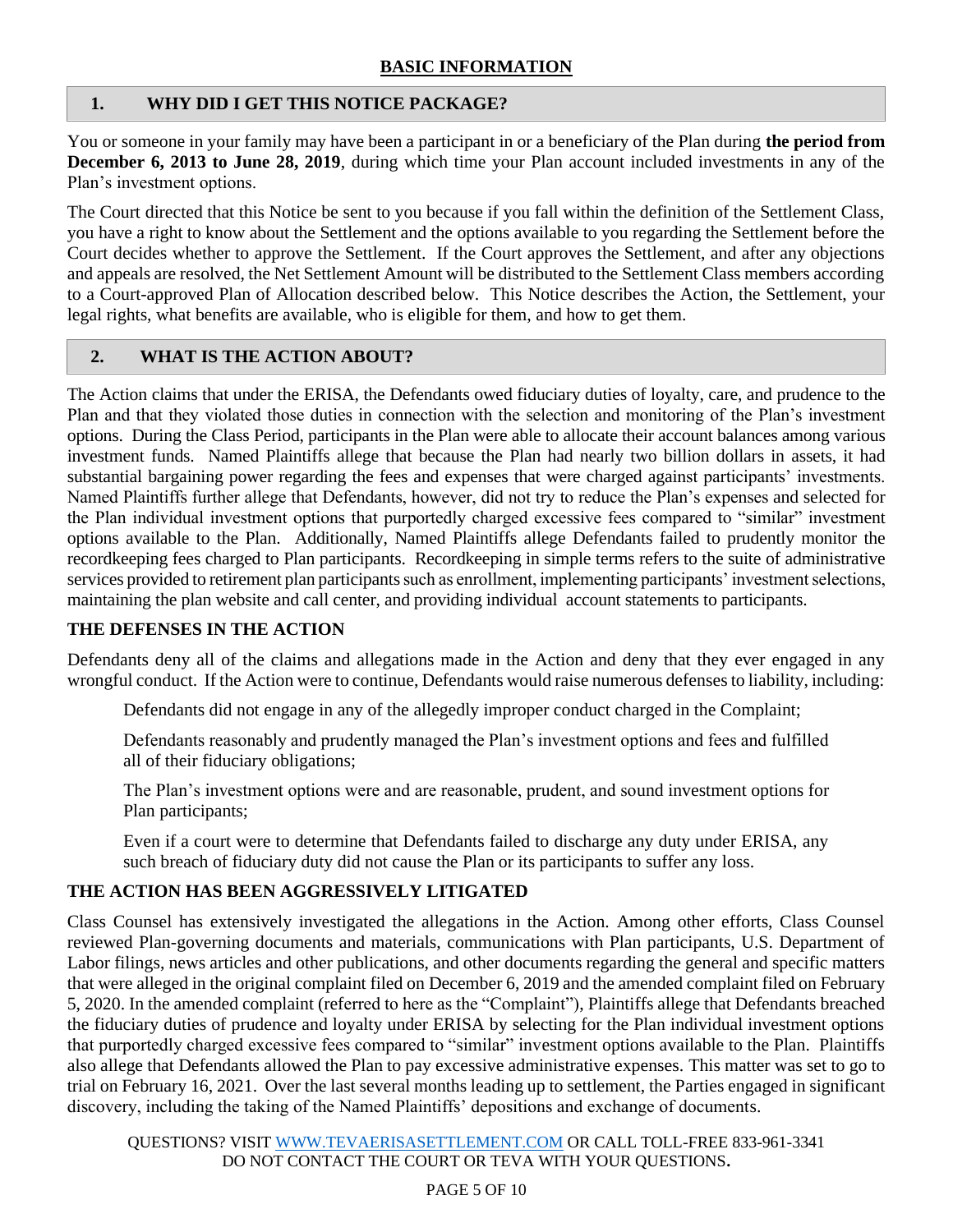## BASIC INFORMATION

### 1. WHY DID I GET THIS NOTICE PACKAGE?

You or someone in your family may have been a participant in or a beneficiary of the Plan during **the period from December 6, 2013 to June 28, 2019**, during which time your Plan account included investments in any of the Plan's investment options.

The Court directed that this Notice be sent to you because if you fall within the definition of the Settlement Class, you have a right to know about the Settlement and the options available to you regarding the Settlement before the Court decides whether to approve the Settlement. If the Court approves the Settlement, and after any objections and appeals are resolved, the Net Settlement Amount will be distributed to the Settlement Class members according to a Court-approved Plan of Allocation described below. This Notice describes the Action, the Settlement, your legal rights, what benefits are available, who is eligible for them, and how to get them.

### 2. WHAT IS THE ACTION ABOUT?

The Action claims that under the ERISA, the Defendants owed fiduciary duties of loyalty, care, and prudence to the Plan and that they violated those duties in connection with the selection and monitoring of the Plan's investment options. During the Class Period, participants in the Plan were able to allocate their account balances among various investment funds. Named Plaintiffs allege that because the Plan had nearly two billion dollars in assets, it had substantial bargaining power regarding the fees and expenses that were charged against participants' investments. Named Plaintiffs further allege that Defendants, however, did not try to reduce the Plan's expenses and selected for the Plan individual investment options that purportedly charged excessive fees compared to "similar" investment options available to the Plan. Additionally, Named Plaintiffs allege Defendants failed to prudently monitor the recordkeeping fees charged to Plan participants. Recordkeeping in simple terms refers to the suite of administrative services provided to retirement plan participants such as enrollment, implementing participants' investment selections, maintaining the plan website and call center, and providing individual account statements to participants.

**THE DEFENSES IN THE ACTION**

Defendants deny all of the claims and allegations made in the Action and deny that they ever engaged in any wrongful conduct. If the Action were to continue, Defendants would raise numerous defenses to liability, including:

> Defendants did not engage in any of the allegedly improper conduct charged in the Complaint;
>
> Defendants reasonably and prudently managed the Plan's investment options and fees and fulfilled all of their fiduciary obligations;
>
> The Plan's investment options were and are reasonable, prudent, and sound investment options for Plan participants;
>
> Even if a court were to determine that Defendants failed to discharge any duty under ERISA, any such breach of fiduciary duty did not cause the Plan or its participants to suffer any loss.

**THE ACTION HAS BEEN AGGRESSIVELY LITIGATED**

Class Counsel has extensively investigated the allegations in the Action. Among other efforts, Class Counsel reviewed Plan-governing documents and materials, communications with Plan participants, U.S. Department of Labor filings, news articles and other publications, and other documents regarding the general and specific matters that were alleged in the original complaint filed on December 6, 2019 and the amended complaint filed on February 5, 2020. In the amended complaint (referred to here as the "Complaint"), Plaintiffs allege that Defendants breached the fiduciary duties of prudence and loyalty under ERISA by selecting for the Plan individual investment options that purportedly charged excessive fees compared to "similar" investment options available to the Plan. Plaintiffs also allege that Defendants allowed the Plan to pay excessive administrative expenses. This matter was set to go to trial on February 16, 2021. Over the last several months leading up to settlement, the Parties engaged in significant discovery, including the taking of the Named Plaintiffs' depositions and exchange of documents.

QUESTIONS? VISIT WWW.TEVAERISASETTLEMENT.COM OR CALL TOLL-FREE 833-961-3341
DO NOT CONTACT THE COURT OR TEVA WITH YOUR QUESTIONS.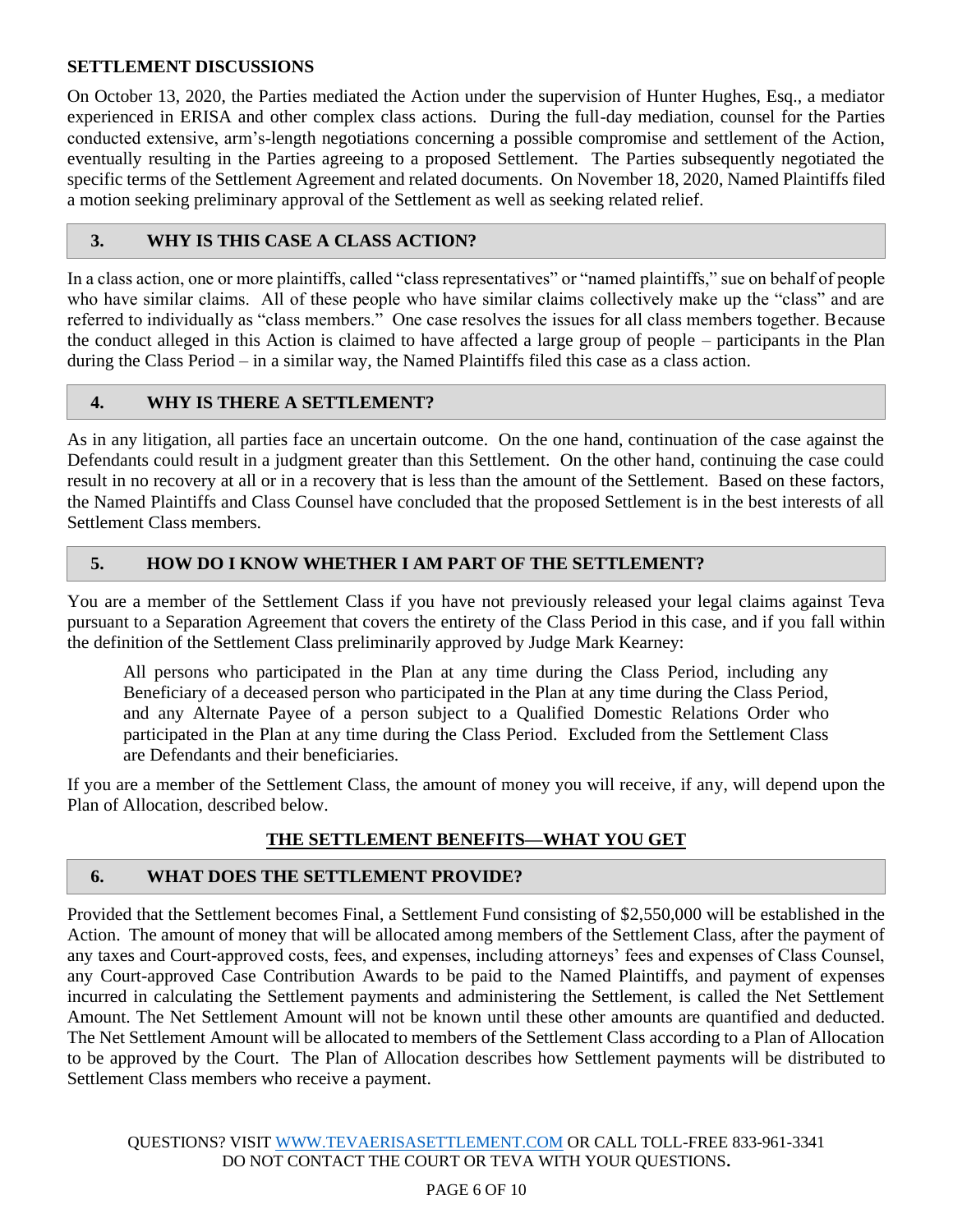**SETTLEMENT DISCUSSIONS**

On October 13, 2020, the Parties mediated the Action under the supervision of Hunter Hughes, Esq., a mediator experienced in ERISA and other complex class actions. During the full-day mediation, counsel for the Parties conducted extensive, arm's-length negotiations concerning a possible compromise and settlement of the Action, eventually resulting in the Parties agreeing to a proposed Settlement. The Parties subsequently negotiated the specific terms of the Settlement Agreement and related documents. On November 18, 2020, Named Plaintiffs filed a motion seeking preliminary approval of the Settlement as well as seeking related relief.

## 3. WHY IS THIS CASE A CLASS ACTION?

In a class action, one or more plaintiffs, called "class representatives" or "named plaintiffs," sue on behalf of people who have similar claims. All of these people who have similar claims collectively make up the "class" and are referred to individually as "class members." One case resolves the issues for all class members together. Because the conduct alleged in this Action is claimed to have affected a large group of people – participants in the Plan during the Class Period – in a similar way, the Named Plaintiffs filed this case as a class action.

## 4. WHY IS THERE A SETTLEMENT?

As in any litigation, all parties face an uncertain outcome. On the one hand, continuation of the case against the Defendants could result in a judgment greater than this Settlement. On the other hand, continuing the case could result in no recovery at all or in a recovery that is less than the amount of the Settlement. Based on these factors, the Named Plaintiffs and Class Counsel have concluded that the proposed Settlement is in the best interests of all Settlement Class members.

## 5. HOW DO I KNOW WHETHER I AM PART OF THE SETTLEMENT?

You are a member of the Settlement Class if you have not previously released your legal claims against Teva pursuant to a Separation Agreement that covers the entirety of the Class Period in this case, and if you fall within the definition of the Settlement Class preliminarily approved by Judge Mark Kearney:

> All persons who participated in the Plan at any time during the Class Period, including any Beneficiary of a deceased person who participated in the Plan at any time during the Class Period, and any Alternate Payee of a person subject to a Qualified Domestic Relations Order who participated in the Plan at any time during the Class Period. Excluded from the Settlement Class are Defendants and their beneficiaries.

If you are a member of the Settlement Class, the amount of money you will receive, if any, will depend upon the Plan of Allocation, described below.

# THE SETTLEMENT BENEFITS—WHAT YOU GET

## 6. WHAT DOES THE SETTLEMENT PROVIDE?

Provided that the Settlement becomes Final, a Settlement Fund consisting of $2,550,000 will be established in the Action. The amount of money that will be allocated among members of the Settlement Class, after the payment of any taxes and Court-approved costs, fees, and expenses, including attorneys' fees and expenses of Class Counsel, any Court-approved Case Contribution Awards to be paid to the Named Plaintiffs, and payment of expenses incurred in calculating the Settlement payments and administering the Settlement, is called the Net Settlement Amount. The Net Settlement Amount will not be known until these other amounts are quantified and deducted. The Net Settlement Amount will be allocated to members of the Settlement Class according to a Plan of Allocation to be approved by the Court. The Plan of Allocation describes how Settlement payments will be distributed to Settlement Class members who receive a payment.

QUESTIONS? VISIT WWW.TEVAERISASETTLEMENT.COM OR CALL TOLL-FREE 833-961-3341
DO NOT CONTACT THE COURT OR TEVA WITH YOUR QUESTIONS.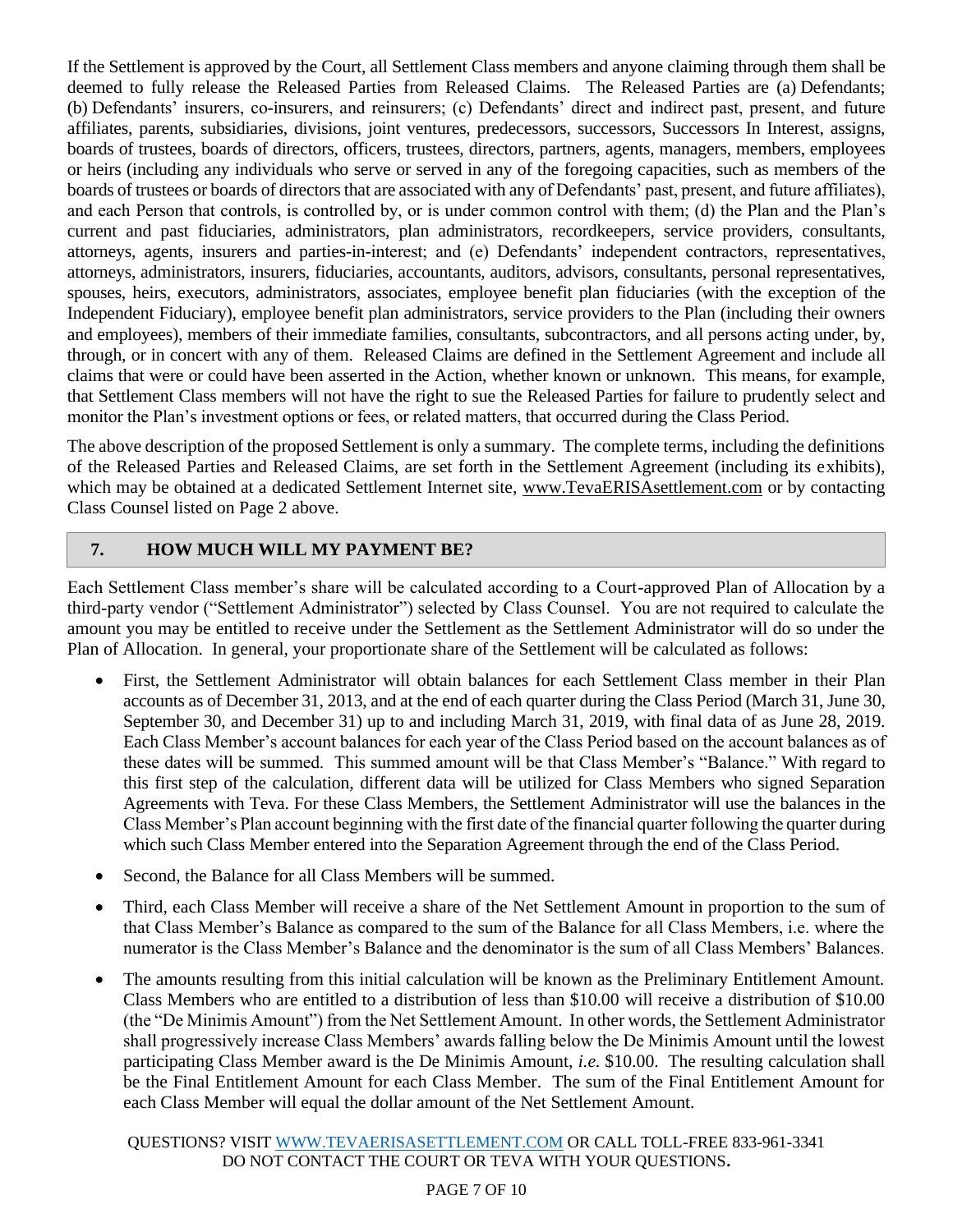If the Settlement is approved by the Court, all Settlement Class members and anyone claiming through them shall be deemed to fully release the Released Parties from Released Claims. The Released Parties are (a) Defendants; (b) Defendants' insurers, co-insurers, and reinsurers; (c) Defendants' direct and indirect past, present, and future affiliates, parents, subsidiaries, divisions, joint ventures, predecessors, successors, Successors In Interest, assigns, boards of trustees, boards of directors, officers, trustees, directors, partners, agents, managers, members, employees or heirs (including any individuals who serve or served in any of the foregoing capacities, such as members of the boards of trustees or boards of directors that are associated with any of Defendants' past, present, and future affiliates), and each Person that controls, is controlled by, or is under common control with them; (d) the Plan and the Plan's current and past fiduciaries, administrators, plan administrators, recordkeepers, service providers, consultants, attorneys, agents, insurers and parties-in-interest; and (e) Defendants' independent contractors, representatives, attorneys, administrators, insurers, fiduciaries, accountants, auditors, advisors, consultants, personal representatives, spouses, heirs, executors, administrators, associates, employee benefit plan fiduciaries (with the exception of the Independent Fiduciary), employee benefit plan administrators, service providers to the Plan (including their owners and employees), members of their immediate families, consultants, subcontractors, and all persons acting under, by, through, or in concert with any of them. Released Claims are defined in the Settlement Agreement and include all claims that were or could have been asserted in the Action, whether known or unknown. This means, for example, that Settlement Class members will not have the right to sue the Released Parties for failure to prudently select and monitor the Plan's investment options or fees, or related matters, that occurred during the Class Period.

The above description of the proposed Settlement is only a summary. The complete terms, including the definitions of the Released Parties and Released Claims, are set forth in the Settlement Agreement (including its exhibits), which may be obtained at a dedicated Settlement Internet site, www.TevaERISAsettlement.com or by contacting Class Counsel listed on Page 2 above.

## 7. HOW MUCH WILL MY PAYMENT BE?

Each Settlement Class member's share will be calculated according to a Court-approved Plan of Allocation by a third-party vendor ("Settlement Administrator") selected by Class Counsel. You are not required to calculate the amount you may be entitled to receive under the Settlement as the Settlement Administrator will do so under the Plan of Allocation. In general, your proportionate share of the Settlement will be calculated as follows:

- First, the Settlement Administrator will obtain balances for each Settlement Class member in their Plan accounts as of December 31, 2013, and at the end of each quarter during the Class Period (March 31, June 30, September 30, and December 31) up to and including March 31, 2019, with final data of as June 28, 2019. Each Class Member's account balances for each year of the Class Period based on the account balances as of these dates will be summed. This summed amount will be that Class Member's "Balance." With regard to this first step of the calculation, different data will be utilized for Class Members who signed Separation Agreements with Teva. For these Class Members, the Settlement Administrator will use the balances in the Class Member's Plan account beginning with the first date of the financial quarter following the quarter during which such Class Member entered into the Separation Agreement through the end of the Class Period.
- Second, the Balance for all Class Members will be summed.
- Third, each Class Member will receive a share of the Net Settlement Amount in proportion to the sum of that Class Member's Balance as compared to the sum of the Balance for all Class Members, i.e. where the numerator is the Class Member's Balance and the denominator is the sum of all Class Members' Balances.
- The amounts resulting from this initial calculation will be known as the Preliminary Entitlement Amount. Class Members who are entitled to a distribution of less than $10.00 will receive a distribution of $10.00 (the "De Minimis Amount") from the Net Settlement Amount. In other words, the Settlement Administrator shall progressively increase Class Members' awards falling below the De Minimis Amount until the lowest participating Class Member award is the De Minimis Amount, *i.e.* $10.00. The resulting calculation shall be the Final Entitlement Amount for each Class Member. The sum of the Final Entitlement Amount for each Class Member will equal the dollar amount of the Net Settlement Amount.

QUESTIONS? VISIT WWW.TEVAERISASETTLEMENT.COM OR CALL TOLL-FREE 833-961-3341
DO NOT CONTACT THE COURT OR TEVA WITH YOUR QUESTIONS.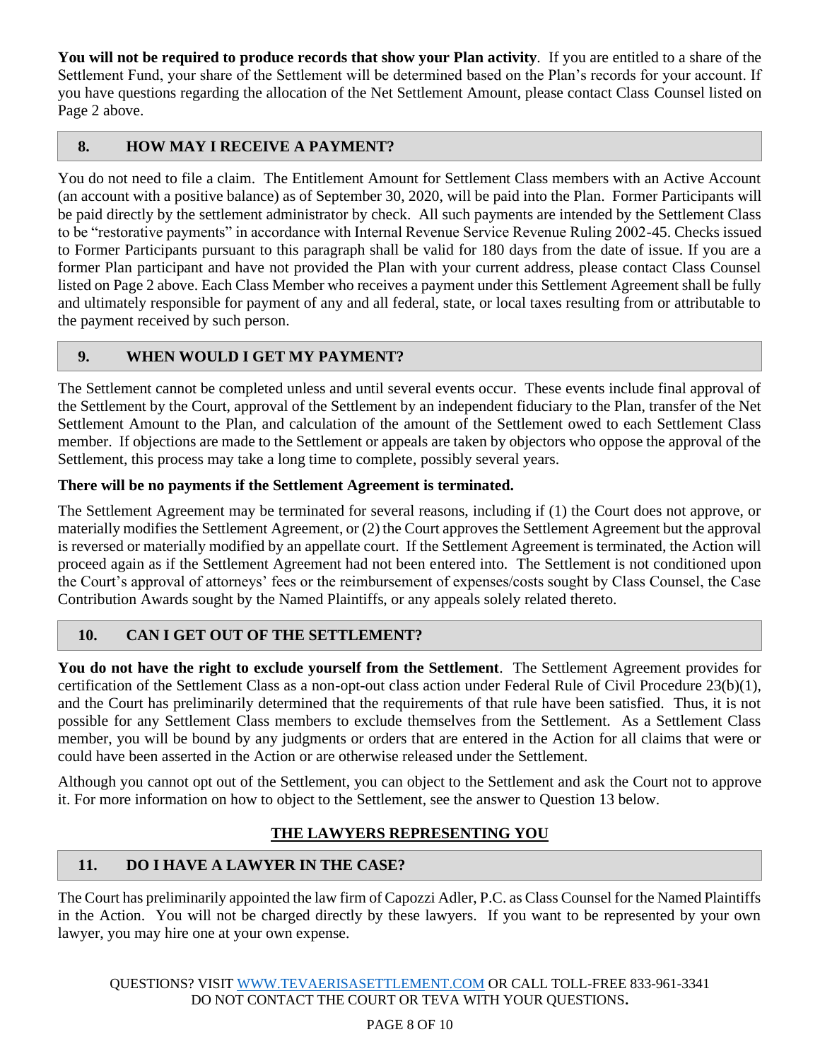**You will not be required to produce records that show your Plan activity**. If you are entitled to a share of the Settlement Fund, your share of the Settlement will be determined based on the Plan's records for your account. If you have questions regarding the allocation of the Net Settlement Amount, please contact Class Counsel listed on Page 2 above.

## 8. HOW MAY I RECEIVE A PAYMENT?

You do not need to file a claim. The Entitlement Amount for Settlement Class members with an Active Account (an account with a positive balance) as of September 30, 2020, will be paid into the Plan. Former Participants will be paid directly by the settlement administrator by check. All such payments are intended by the Settlement Class to be "restorative payments" in accordance with Internal Revenue Service Revenue Ruling 2002-45. Checks issued to Former Participants pursuant to this paragraph shall be valid for 180 days from the date of issue. If you are a former Plan participant and have not provided the Plan with your current address, please contact Class Counsel listed on Page 2 above. Each Class Member who receives a payment under this Settlement Agreement shall be fully and ultimately responsible for payment of any and all federal, state, or local taxes resulting from or attributable to the payment received by such person.

## 9. WHEN WOULD I GET MY PAYMENT?

The Settlement cannot be completed unless and until several events occur. These events include final approval of the Settlement by the Court, approval of the Settlement by an independent fiduciary to the Plan, transfer of the Net Settlement Amount to the Plan, and calculation of the amount of the Settlement owed to each Settlement Class member. If objections are made to the Settlement or appeals are taken by objectors who oppose the approval of the Settlement, this process may take a long time to complete, possibly several years.

**There will be no payments if the Settlement Agreement is terminated.**

The Settlement Agreement may be terminated for several reasons, including if (1) the Court does not approve, or materially modifies the Settlement Agreement, or (2) the Court approves the Settlement Agreement but the approval is reversed or materially modified by an appellate court. If the Settlement Agreement is terminated, the Action will proceed again as if the Settlement Agreement had not been entered into. The Settlement is not conditioned upon the Court's approval of attorneys' fees or the reimbursement of expenses/costs sought by Class Counsel, the Case Contribution Awards sought by the Named Plaintiffs, or any appeals solely related thereto.

## 10. CAN I GET OUT OF THE SETTLEMENT?

**You do not have the right to exclude yourself from the Settlement**. The Settlement Agreement provides for certification of the Settlement Class as a non-opt-out class action under Federal Rule of Civil Procedure 23(b)(1), and the Court has preliminarily determined that the requirements of that rule have been satisfied. Thus, it is not possible for any Settlement Class members to exclude themselves from the Settlement. As a Settlement Class member, you will be bound by any judgments or orders that are entered in the Action for all claims that were or could have been asserted in the Action or are otherwise released under the Settlement.

Although you cannot opt out of the Settlement, you can object to the Settlement and ask the Court not to approve it. For more information on how to object to the Settlement, see the answer to Question 13 below.

# THE LAWYERS REPRESENTING YOU

## 11. DO I HAVE A LAWYER IN THE CASE?

The Court has preliminarily appointed the law firm of Capozzi Adler, P.C. as Class Counsel for the Named Plaintiffs in the Action. You will not be charged directly by these lawyers. If you want to be represented by your own lawyer, you may hire one at your own expense.

QUESTIONS? VISIT WWW.TEVAERISASETTLEMENT.COM OR CALL TOLL-FREE 833-961-3341
DO NOT CONTACT THE COURT OR TEVA WITH YOUR QUESTIONS.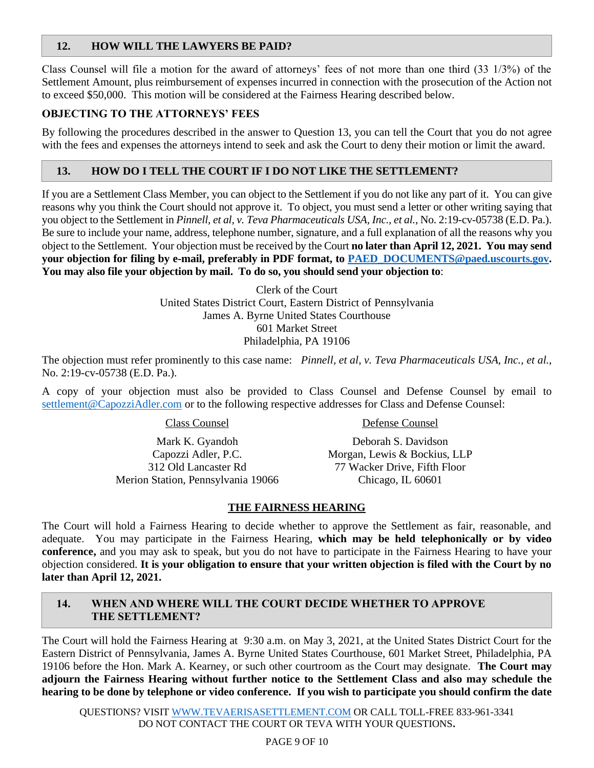## 12. HOW WILL THE LAWYERS BE PAID?

Class Counsel will file a motion for the award of attorneys' fees of not more than one third (33 1/3%) of the Settlement Amount, plus reimbursement of expenses incurred in connection with the prosecution of the Action not to exceed $50,000. This motion will be considered at the Fairness Hearing described below.

**OBJECTING TO THE ATTORNEYS' FEES**

By following the procedures described in the answer to Question 13, you can tell the Court that you do not agree with the fees and expenses the attorneys intend to seek and ask the Court to deny their motion or limit the award.

## 13. HOW DO I TELL THE COURT IF I DO NOT LIKE THE SETTLEMENT?

If you are a Settlement Class Member, you can object to the Settlement if you do not like any part of it. You can give reasons why you think the Court should not approve it. To object, you must send a letter or other writing saying that you object to the Settlement in *Pinnell, et al, v. Teva Pharmaceuticals USA, Inc., et al.*, No. 2:19-cv-05738 (E.D. Pa.). Be sure to include your name, address, telephone number, signature, and a full explanation of all the reasons why you object to the Settlement. Your objection must be received by the Court **no later than April 12, 2021. You may send your objection for filing by e-mail, preferably in PDF format, to PAED_DOCUMENTS@paed.uscourts.gov. You may also file your objection by mail. To do so, you should send your objection to**:

Clerk of the Court
United States District Court, Eastern District of Pennsylvania
James A. Byrne United States Courthouse
601 Market Street
Philadelphia, PA 19106

The objection must refer prominently to this case name: *Pinnell, et al, v. Teva Pharmaceuticals USA, Inc., et al.*, No. 2:19-cv-05738 (E.D. Pa.).

A copy of your objection must also be provided to Class Counsel and Defense Counsel by email to settlement@CapozziAdler.com or to the following respective addresses for Class and Defense Counsel:

| Class Counsel | Defense Counsel |
|---|---|
| Mark K. Gyandoh<br>Capozzi Adler, P.C.<br>312 Old Lancaster Rd<br>Merion Station, Pennsylvania 19066 | Deborah S. Davidson<br>Morgan, Lewis & Bockius, LLP<br>77 Wacker Drive, Fifth Floor<br>Chicago, IL 60601 |

**THE FAIRNESS HEARING**

The Court will hold a Fairness Hearing to decide whether to approve the Settlement as fair, reasonable, and adequate. You may participate in the Fairness Hearing, **which may be held telephonically or by video conference,** and you may ask to speak, but you do not have to participate in the Fairness Hearing to have your objection considered. **It is your obligation to ensure that your written objection is filed with the Court by no later than April 12, 2021.**

## 14. WHEN AND WHERE WILL THE COURT DECIDE WHETHER TO APPROVE THE SETTLEMENT?

The Court will hold the Fairness Hearing at 9:30 a.m. on May 3, 2021, at the United States District Court for the Eastern District of Pennsylvania, James A. Byrne United States Courthouse, 601 Market Street, Philadelphia, PA 19106 before the Hon. Mark A. Kearney, or such other courtroom as the Court may designate. **The Court may adjourn the Fairness Hearing without further notice to the Settlement Class and also may schedule the hearing to be done by telephone or video conference. If you wish to participate you should confirm the date**

QUESTIONS? VISIT WWW.TEVAERISASETTLEMENT.COM OR CALL TOLL-FREE 833-961-3341
DO NOT CONTACT THE COURT OR TEVA WITH YOUR QUESTIONS.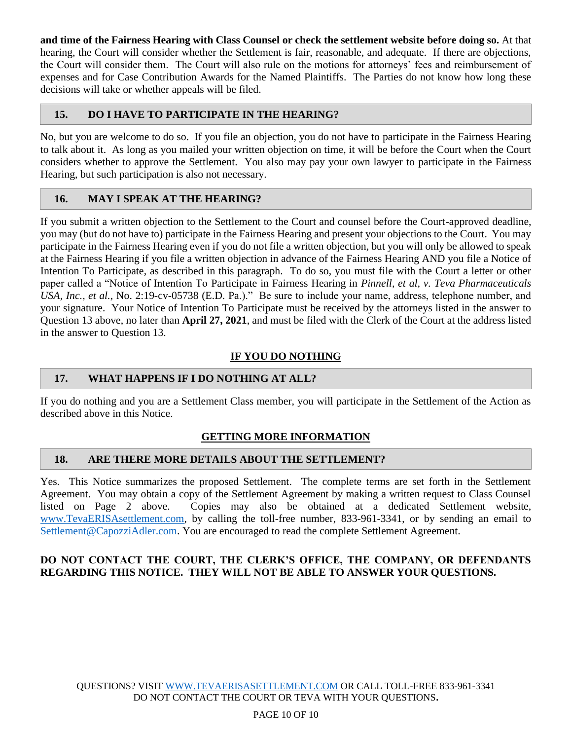**and time of the Fairness Hearing with Class Counsel or check the settlement website before doing so.** At that hearing, the Court will consider whether the Settlement is fair, reasonable, and adequate. If there are objections, the Court will consider them. The Court will also rule on the motions for attorneys' fees and reimbursement of expenses and for Case Contribution Awards for the Named Plaintiffs. The Parties do not know how long these decisions will take or whether appeals will be filed.

### 15. DO I HAVE TO PARTICIPATE IN THE HEARING?

No, but you are welcome to do so. If you file an objection, you do not have to participate in the Fairness Hearing to talk about it. As long as you mailed your written objection on time, it will be before the Court when the Court considers whether to approve the Settlement. You also may pay your own lawyer to participate in the Fairness Hearing, but such participation is also not necessary.

### 16. MAY I SPEAK AT THE HEARING?

If you submit a written objection to the Settlement to the Court and counsel before the Court-approved deadline, you may (but do not have to) participate in the Fairness Hearing and present your objections to the Court. You may participate in the Fairness Hearing even if you do not file a written objection, but you will only be allowed to speak at the Fairness Hearing if you file a written objection in advance of the Fairness Hearing AND you file a Notice of Intention To Participate, as described in this paragraph. To do so, you must file with the Court a letter or other paper called a "Notice of Intention To Participate in Fairness Hearing in *Pinnell, et al, v. Teva Pharmaceuticals USA, Inc., et al.*, No. 2:19-cv-05738 (E.D. Pa.)." Be sure to include your name, address, telephone number, and your signature. Your Notice of Intention To Participate must be received by the attorneys listed in the answer to Question 13 above, no later than **April 27, 2021**, and must be filed with the Clerk of the Court at the address listed in the answer to Question 13.

## IF YOU DO NOTHING

### 17. WHAT HAPPENS IF I DO NOTHING AT ALL?

If you do nothing and you are a Settlement Class member, you will participate in the Settlement of the Action as described above in this Notice.

## GETTING MORE INFORMATION

### 18. ARE THERE MORE DETAILS ABOUT THE SETTLEMENT?

Yes. This Notice summarizes the proposed Settlement. The complete terms are set forth in the Settlement Agreement. You may obtain a copy of the Settlement Agreement by making a written request to Class Counsel listed on Page 2 above. Copies may also be obtained at a dedicated Settlement website, www.TevaERISAsettlement.com, by calling the toll-free number, 833-961-3341, or by sending an email to Settlement@CapozziAdler.com. You are encouraged to read the complete Settlement Agreement.

**DO NOT CONTACT THE COURT, THE CLERK'S OFFICE, THE COMPANY, OR DEFENDANTS REGARDING THIS NOTICE. THEY WILL NOT BE ABLE TO ANSWER YOUR QUESTIONS.**